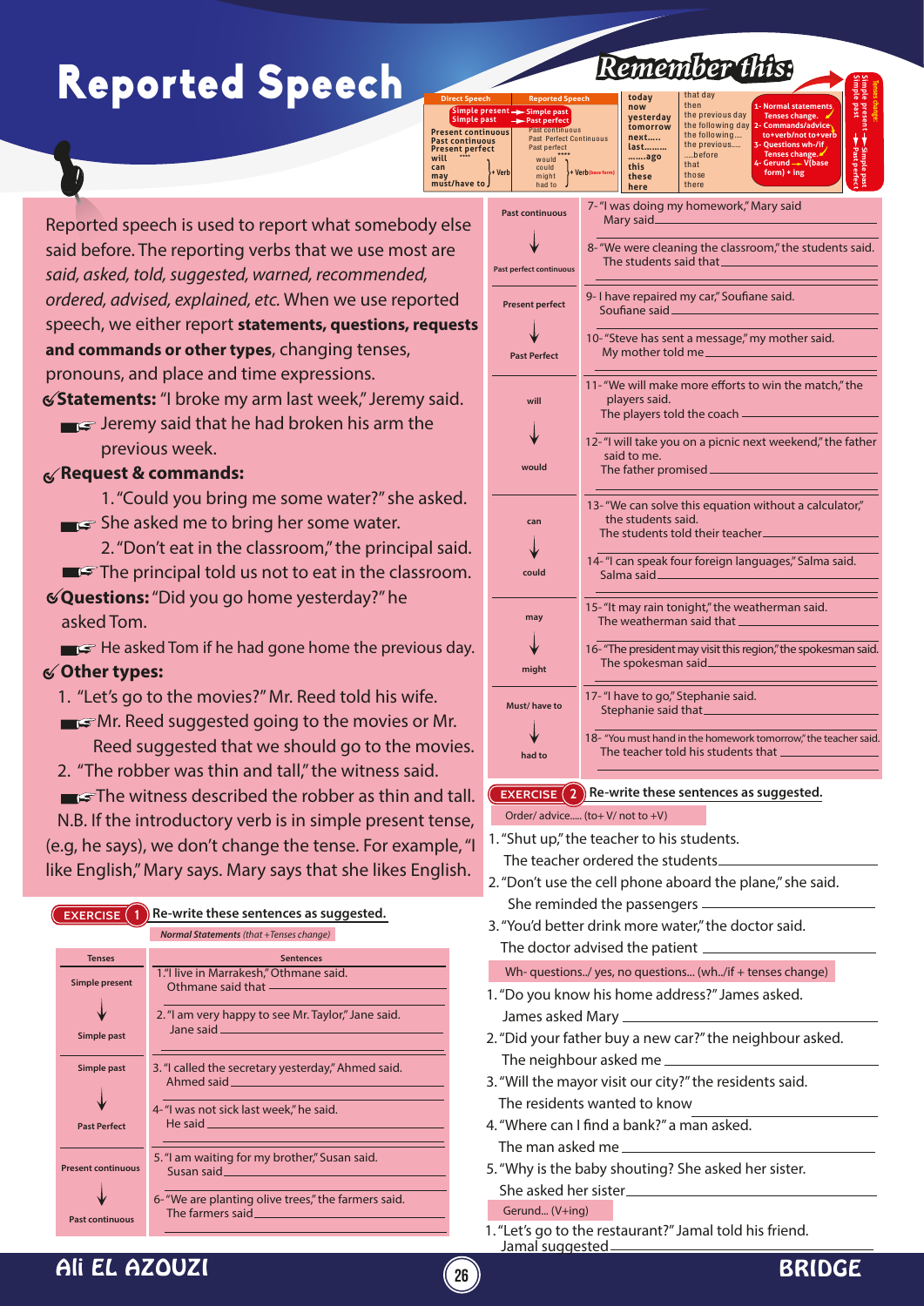# Reported Speech

## Remember this:

| Direct Speech | Reported Speech |
|---|---|
| Simple present | Simple past |
| Simple past | Past perfect |
| Present continuous | Past continuous |
| Past continuous | Past Perfect Continuous |
| Present perfect | Past perfect |
| will | would |
| can | could |
| may | might |
| must/have to + Verb | had to + Verb (base form) |

| | |
|---|---|
| today | that day |
| now | then |
| yesterday | the previous day |
| tomorrow | the following day |
| next..... | the following.... |
| last......... | the previous.... |
| .......ago | .....before |
| this | that |
| these | those |
| here | there |

1- Normal statements Tenses change.
2- Commands/advice to+verb/not to+verb
3- Questions wh-/if Tenses change.
4- Gerund → V(base form) + ing

Tenses change: Simple present → Simple past; Present perfect → Past perfect

Reported speech is used to report what somebody else said before. The reporting verbs that we use most are *said, asked, told, suggested, warned, recommended, ordered, advised, explained, etc.* When we use reported speech, we either report **statements, questions, requests and commands or other types**, changing tenses, pronouns, and place and time expressions.

**Statements:** "I broke my arm last week," Jeremy said.
- Jeremy said that he had broken his arm the previous week.

**Request & commands:**
1. "Could you bring me some water?" she asked.
   - She asked me to bring her some water.
2. "Don't eat in the classroom," the principal said.
   - The principal told us not to eat in the classroom.

**Questions:** "Did you go home yesterday?" he asked Tom.
- He asked Tom if he had gone home the previous day.

**Other types:**
1. "Let's go to the movies?" Mr. Reed told his wife.
   - Mr. Reed suggested going to the movies or Mr. Reed suggested that we should go to the movies.
2. "The robber was thin and tall," the witness said.
   - The witness described the robber as thin and tall.

N.B. If the introductory verb is in simple present tense, (e.g, he says), we don't change the tense. For example, "I like English," Mary says. Mary says that she likes English.

## EXERCISE 1 Re-write these sentences as suggested.

*Normal Statements (that +Tenses change)*

| Tenses | Sentences |
|---|---|
| Simple present → Simple past | 1. "I live in Marrakesh," Othmane said.<br>Othmane said that ______<br>2. "I am very happy to see Mr. Taylor," Jane said.<br>Jane said ______ |
| Simple past → Past Perfect | 3. "I called the secretary yesterday," Ahmed said.<br>Ahmed said ______<br>4- "I was not sick last week," he said.<br>He said ______ |
| Present continuous → Past continuous | 5. "I am waiting for my brother," Susan said.<br>Susan said ______<br>6- "We are planting olive trees," the farmers said.<br>The farmers said ______ |
| Past continuous → Past perfect continuous | 7- "I was doing my homework," Mary said<br>Mary said ______<br>8- "We were cleaning the classroom," the students said.<br>The students said that ______ |
| Present perfect → Past Perfect | 9- I have repaired my car," Soufiane said.<br>Soufiane said ______<br>10- "Steve has sent a message," my mother said.<br>My mother told me ______ |
| will → would | 11- "We will make more efforts to win the match," the players said.<br>The players told the coach ______<br>12- "I will take you on a picnic next weekend," the father said to me.<br>The father promised ______ |
| can → could | 13- "We can solve this equation without a calculator," the students said.<br>The students told their teacher ______<br>14- "I can speak four foreign languages," Salma said.<br>Salma said ______ |
| may → might | 15- "It may rain tonight," the weatherman said.<br>The weatherman said that ______<br>16- "The president may visit this region," the spokesman said.<br>The spokesman said ______ |
| Must/ have to → had to | 17- "I have to go," Stephanie said.<br>Stephanie said that ______<br>18- "You must hand in the homework tomorrow," the teacher said.<br>The teacher told his students that ______ |

## EXERCISE 2 Re-write these sentences as suggested.

Order/ advice..... (to+ V/ not to +V)

1. "Shut up," the teacher to his students.
   The teacher ordered the students ______
2. "Don't use the cell phone aboard the plane," she said.
   She reminded the passengers ______
3. "You'd better drink more water," the doctor said.
   The doctor advised the patient ______

Wh- questions../ yes, no questions... (wh../if + tenses change)

1. "Do you know his home address?" James asked.
   James asked Mary ______
2. "Did your father buy a new car?" the neighbour asked.
   The neighbour asked me ______
3. "Will the mayor visit our city?" the residents said.
   The residents wanted to know ______
4. "Where can I find a bank?" a man asked.
   The man asked me ______
5. "Why is the baby shouting? She asked her sister.
   She asked her sister ______

Gerund... (V+ing)

1. "Let's go to the restaurant?" Jamal told his friend.
   Jamal suggested ______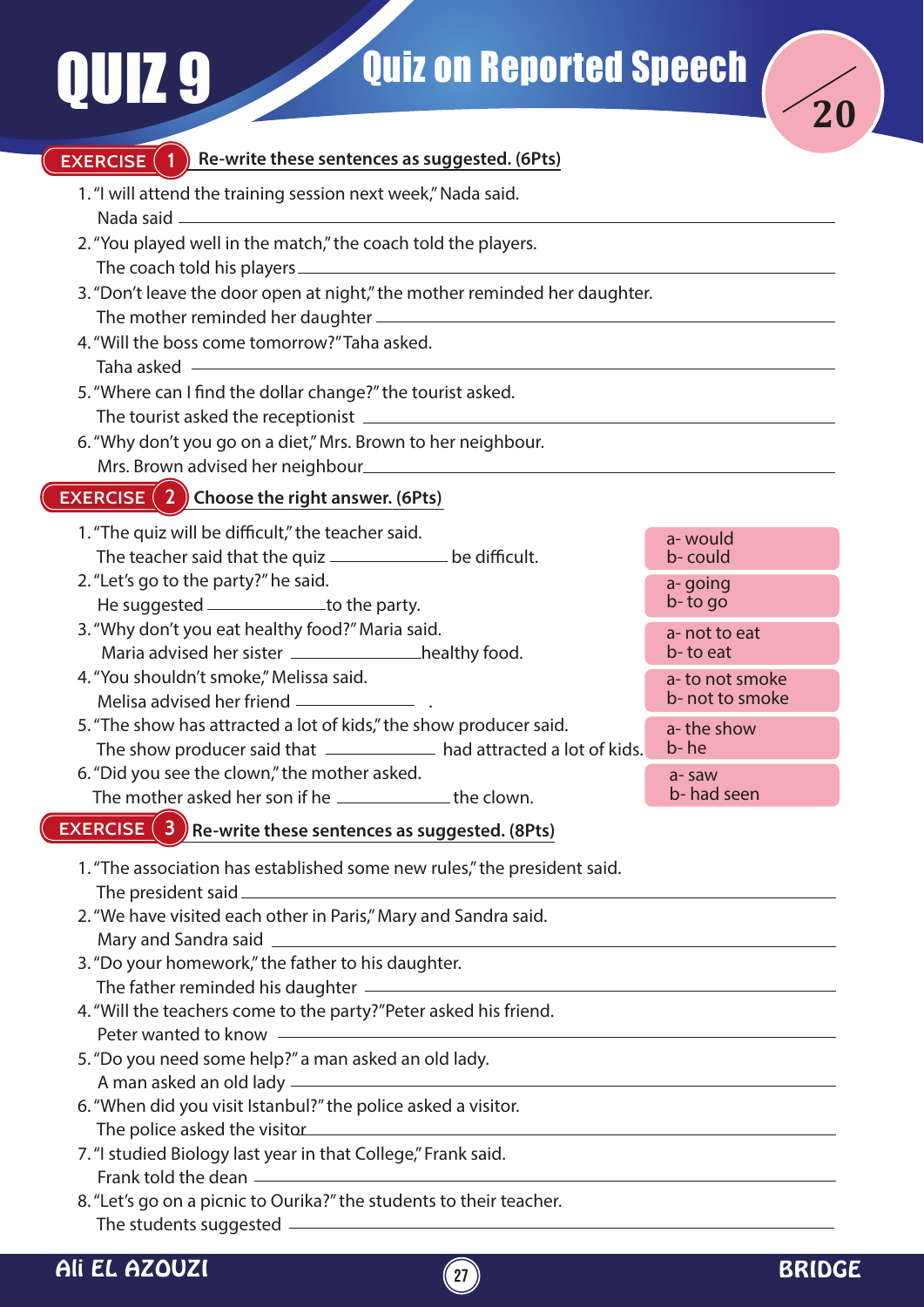# QUIZ 9

## Quiz on Reported Speech

/20

### EXERCISE 1 — Re-write these sentences as suggested. (6Pts)

1. "I will attend the training session next week," Nada said.
   Nada said ______________________________
2. "You played well in the match," the coach told the players.
   The coach told his players ______________________________
3. "Don't leave the door open at night," the mother reminded her daughter.
   The mother reminded her daughter ______________________________
4. "Will the boss come tomorrow?" Taha asked.
   Taha asked ______________________________
5. "Where can I find the dollar change?" the tourist asked.
   The tourist asked the receptionist ______________________________
6. "Why don't you go on a diet," Mrs. Brown to her neighbour.
   Mrs. Brown advised her neighbour ______________________________

### EXERCISE 2 — Choose the right answer. (6Pts)

1. "The quiz will be difficult," the teacher said.
   The teacher said that the quiz __________ be difficult.
   - a- would
   - b- could
2. "Let's go to the party?" he said.
   He suggested __________ to the party.
   - a- going
   - b- to go
3. "Why don't you eat healthy food?" Maria said.
   Maria advised her sister __________ healthy food.
   - a- not to eat
   - b- to eat
4. "You shouldn't smoke," Melissa said.
   Melisa advised her friend __________ .
   - a- to not smoke
   - b- not to smoke
5. "The show has attracted a lot of kids," the show producer said.
   The show producer said that __________ had attracted a lot of kids.
   - a- the show
   - b- he
6. "Did you see the clown," the mother asked.
   The mother asked her son if he __________ the clown.
   - a- saw
   - b- had seen

### EXERCISE 3 — Re-write these sentences as suggested. (8Pts)

1. "The association has established some new rules," the president said.
   The president said ______________________________
2. "We have visited each other in Paris," Mary and Sandra said.
   Mary and Sandra said ______________________________
3. "Do your homework," the father to his daughter.
   The father reminded his daughter ______________________________
4. "Will the teachers come to the party?" Peter asked his friend.
   Peter wanted to know ______________________________
5. "Do you need some help?" a man asked an old lady.
   A man asked an old lady ______________________________
6. "When did you visit Istanbul?" the police asked a visitor.
   The police asked the visitor ______________________________
7. "I studied Biology last year in that College," Frank said.
   Frank told the dean ______________________________
8. "Let's go on a picnic to Ourika?" the students to their teacher.
   The students suggested ______________________________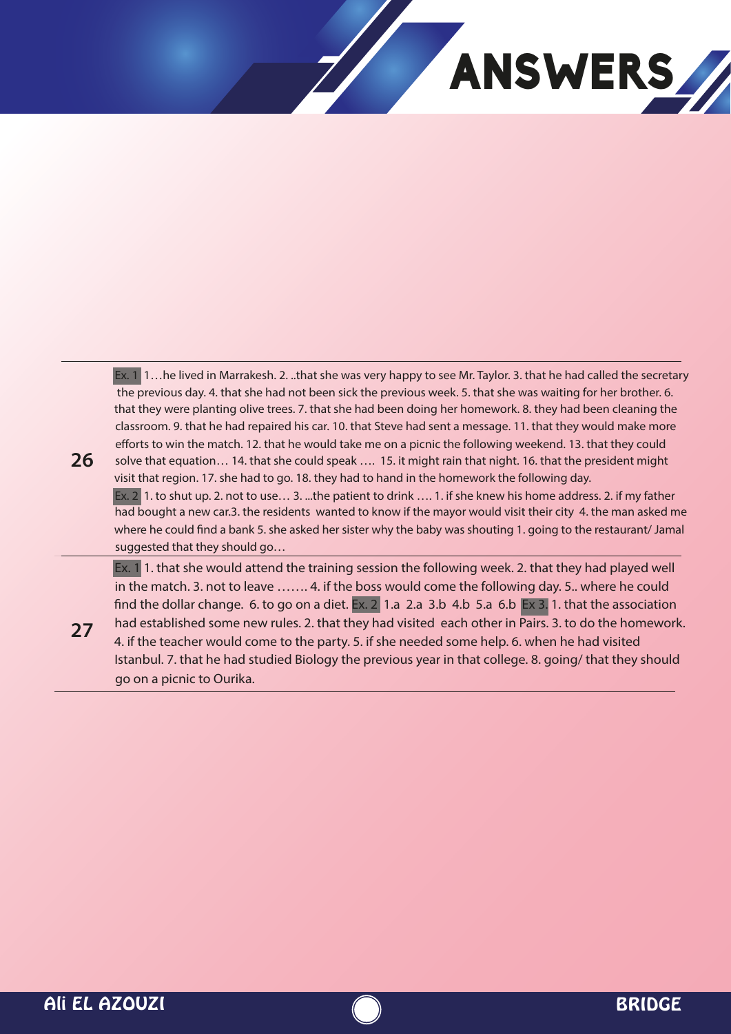# ANSWERS

**26**

Ex. 1 1…he lived in Marrakesh. 2. ..that she was very happy to see Mr. Taylor. 3. that he had called the secretary the previous day. 4. that she had not been sick the previous week. 5. that she was waiting for her brother. 6. that they were planting olive trees. 7. that she had been doing her homework. 8. they had been cleaning the classroom. 9. that he had repaired his car. 10. that Steve had sent a message. 11. that they would make more efforts to win the match. 12. that he would take me on a picnic the following weekend. 13. that they could solve that equation… 14. that she could speak …. 15. it might rain that night. 16. that the president might visit that region. 17. she had to go. 18. they had to hand in the homework the following day.

Ex. 2 1. to shut up. 2. not to use… 3. ...the patient to drink …. 1. if she knew his home address. 2. if my father had bought a new car.3. the residents wanted to know if the mayor would visit their city 4. the man asked me where he could find a bank 5. she asked her sister why the baby was shouting 1. going to the restaurant/ Jamal suggested that they should go…

**27**

Ex. 1 1. that she would attend the training session the following week. 2. that they had played well in the match. 3. not to leave ……. 4. if the boss would come the following day. 5.. where he could find the dollar change. 6. to go on a diet. Ex. 2 1.a 2.a 3.b 4.b 5.a 6.b Ex 3. 1. that the association had established some new rules. 2. that they had visited each other in Pairs. 3. to do the homework. 4. if the teacher would come to the party. 5. if she needed some help. 6. when he had visited Istanbul. 7. that he had studied Biology the previous year in that college. 8. going/ that they should go on a picnic to Ourika.